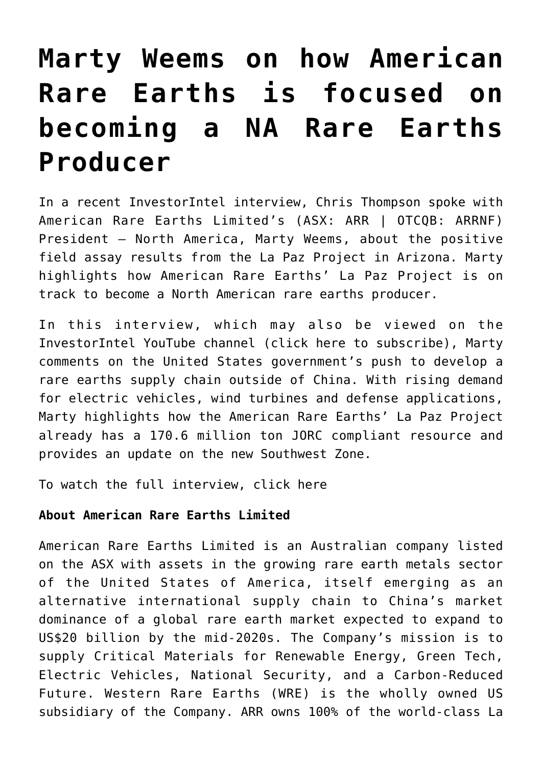# Marty Weems on how American Rare Earths is focused on becoming a NA Rare Earths Producer

In a recent InvestorIntel interview, Chris Thompson spoke with American Rare Earths Limited's (ASX: ARR | OTCQB: ARRNF) President – North America, Marty Weems, about the positive field assay results from the La Paz Project in Arizona. Marty highlights how American Rare Earths' La Paz Project is on track to become a North American rare earths producer.

In this interview, which may also be viewed on the InvestorIntel YouTube channel (click here to subscribe), Marty comments on the United States government's push to develop a rare earths supply chain outside of China. With rising demand for electric vehicles, wind turbines and defense applications, Marty highlights how the American Rare Earths' La Paz Project already has a 170.6 million ton JORC compliant resource and provides an update on the new Southwest Zone.

To watch the full interview, click here

**About American Rare Earths Limited**

American Rare Earths Limited is an Australian company listed on the ASX with assets in the growing rare earth metals sector of the United States of America, itself emerging as an alternative international supply chain to China's market dominance of a global rare earth market expected to expand to US$20 billion by the mid-2020s. The Company's mission is to supply Critical Materials for Renewable Energy, Green Tech, Electric Vehicles, National Security, and a Carbon-Reduced Future. Western Rare Earths (WRE) is the wholly owned US subsidiary of the Company. ARR owns 100% of the world-class La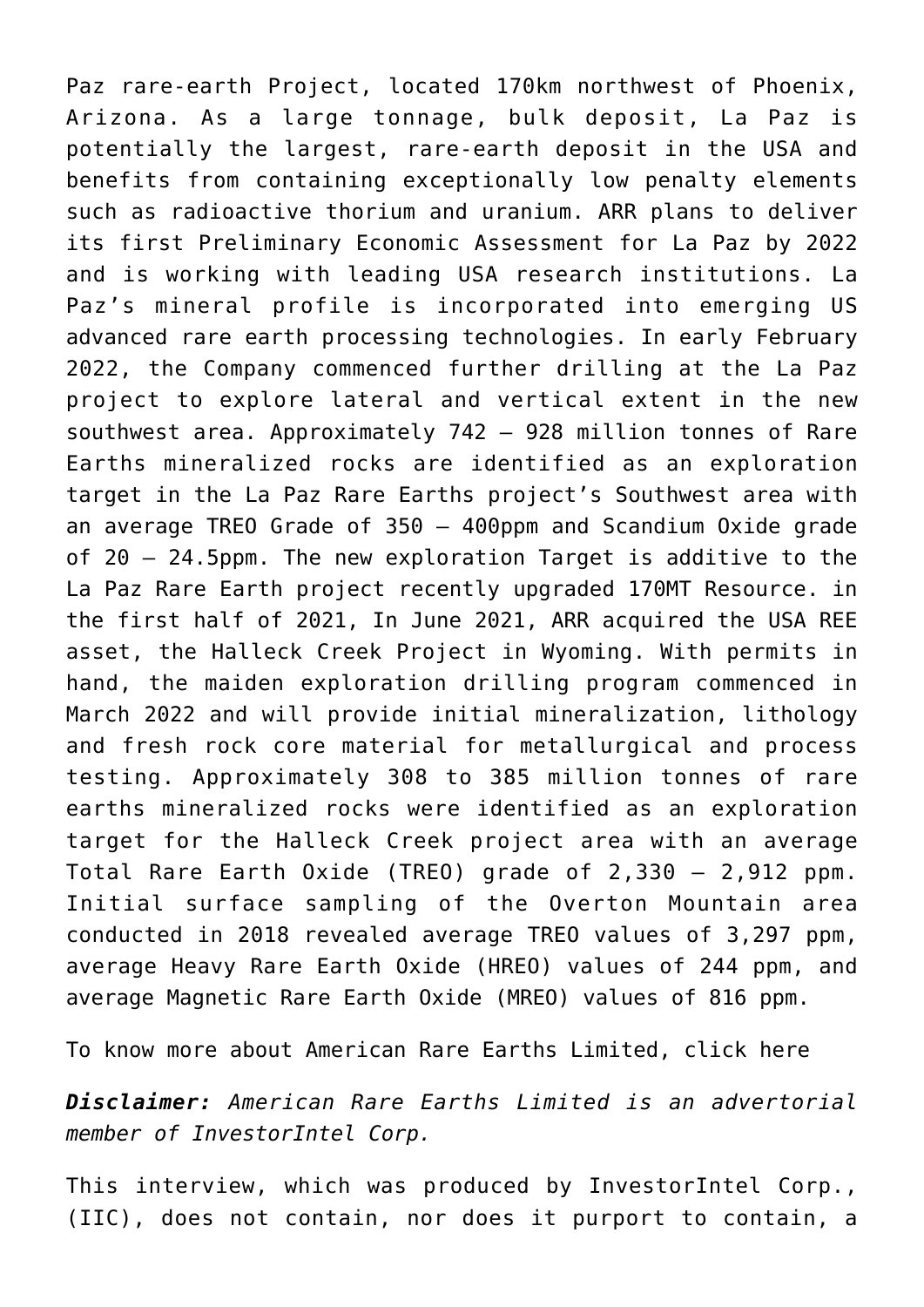Paz rare-earth Project, located 170km northwest of Phoenix, Arizona. As a large tonnage, bulk deposit, La Paz is potentially the largest, rare-earth deposit in the USA and benefits from containing exceptionally low penalty elements such as radioactive thorium and uranium. ARR plans to deliver its first Preliminary Economic Assessment for La Paz by 2022 and is working with leading USA research institutions. La Paz's mineral profile is incorporated into emerging US advanced rare earth processing technologies. In early February 2022, the Company commenced further drilling at the La Paz project to explore lateral and vertical extent in the new southwest area. Approximately 742 – 928 million tonnes of Rare Earths mineralized rocks are identified as an exploration target in the La Paz Rare Earths project's Southwest area with an average TREO Grade of 350 – 400ppm and Scandium Oxide grade of 20 – 24.5ppm. The new exploration Target is additive to the La Paz Rare Earth project recently upgraded 170MT Resource. in the first half of 2021, In June 2021, ARR acquired the USA REE asset, the Halleck Creek Project in Wyoming. With permits in hand, the maiden exploration drilling program commenced in March 2022 and will provide initial mineralization, lithology and fresh rock core material for metallurgical and process testing. Approximately 308 to 385 million tonnes of rare earths mineralized rocks were identified as an exploration target for the Halleck Creek project area with an average Total Rare Earth Oxide (TREO) grade of 2,330 – 2,912 ppm. Initial surface sampling of the Overton Mountain area conducted in 2018 revealed average TREO values of 3,297 ppm, average Heavy Rare Earth Oxide (HREO) values of 244 ppm, and average Magnetic Rare Earth Oxide (MREO) values of 816 ppm.

To know more about American Rare Earths Limited, click here

***Disclaimer:*** *American Rare Earths Limited is an advertorial member of InvestorIntel Corp.*

This interview, which was produced by InvestorIntel Corp., (IIC), does not contain, nor does it purport to contain, a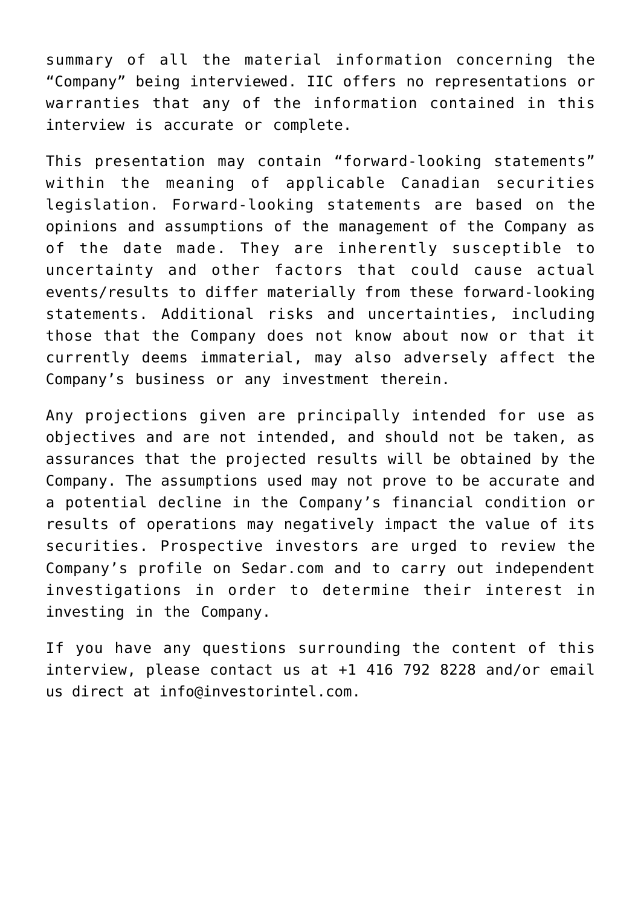summary of all the material information concerning the "Company" being interviewed. IIC offers no representations or warranties that any of the information contained in this interview is accurate or complete.

This presentation may contain "forward-looking statements" within the meaning of applicable Canadian securities legislation. Forward-looking statements are based on the opinions and assumptions of the management of the Company as of the date made. They are inherently susceptible to uncertainty and other factors that could cause actual events/results to differ materially from these forward-looking statements. Additional risks and uncertainties, including those that the Company does not know about now or that it currently deems immaterial, may also adversely affect the Company's business or any investment therein.

Any projections given are principally intended for use as objectives and are not intended, and should not be taken, as assurances that the projected results will be obtained by the Company. The assumptions used may not prove to be accurate and a potential decline in the Company's financial condition or results of operations may negatively impact the value of its securities. Prospective investors are urged to review the Company's profile on Sedar.com and to carry out independent investigations in order to determine their interest in investing in the Company.

If you have any questions surrounding the content of this interview, please contact us at +1 416 792 8228 and/or email us direct at info@investorintel.com.